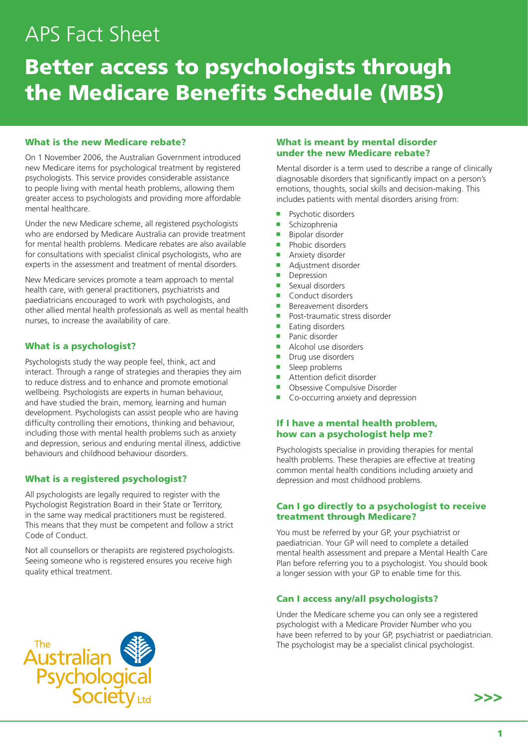APS Fact Sheet

# Better access to psychologists through the Medicare Benefits Schedule (MBS)

## What is the new Medicare rebate?

On 1 November 2006, the Australian Government introduced new Medicare items for psychological treatment by registered psychologists. This service provides considerable assistance to people living with mental heath problems, allowing them greater access to psychologists and providing more affordable mental healthcare.

Under the new Medicare scheme, all registered psychologists who are endorsed by Medicare Australia can provide treatment for mental health problems. Medicare rebates are also available for consultations with specialist clinical psychologists, who are experts in the assessment and treatment of mental disorders.

New Medicare services promote a team approach to mental health care, with general practitioners, psychiatrists and paediatricians encouraged to work with psychologists, and other allied mental health professionals as well as mental health nurses, to increase the availability of care.

## What is a psychologist?

Psychologists study the way people feel, think, act and interact. Through a range of strategies and therapies they aim to reduce distress and to enhance and promote emotional wellbeing. Psychologists are experts in human behaviour, and have studied the brain, memory, learning and human development. Psychologists can assist people who are having difficulty controlling their emotions, thinking and behaviour, including those with mental health problems such as anxiety and depression, serious and enduring mental illness, addictive behaviours and childhood behaviour disorders.

## What is a registered psychologist?

All psychologists are legally required to register with the Psychologist Registration Board in their State or Territory, in the same way medical practitioners must be registered. This means that they must be competent and follow a strict Code of Conduct.

Not all counsellors or therapists are registered psychologists. Seeing someone who is registered ensures you receive high quality ethical treatment.

## What is meant by mental disorder under the new Medicare rebate?

Mental disorder is a term used to describe a range of clinically diagnosable disorders that significantly impact on a person's emotions, thoughts, social skills and decision-making. This includes patients with mental disorders arising from:

- Psychotic disorders
- Schizophrenia
- Bipolar disorder
- Phobic disorders
- Anxiety disorder
- Adjustment disorder
- Depression
- Sexual disorders
- Conduct disorders
- Bereavement disorders
- Post-traumatic stress disorder
- Eating disorders
- Panic disorder
- Alcohol use disorders
- Drug use disorders
- Sleep problems
- Attention deficit disorder
- Obsessive Compulsive Disorder
- Co-occurring anxiety and depression

## If I have a mental health problem, how can a psychologist help me?

Psychologists specialise in providing therapies for mental health problems. These therapies are effective at treating common mental health conditions including anxiety and depression and most childhood problems.

## Can I go directly to a psychologist to receive treatment through Medicare?

You must be referred by your GP, your psychiatrist or paediatrician. Your GP will need to complete a detailed mental health assessment and prepare a Mental Health Care Plan before referring you to a psychologist. You should book a longer session with your GP to enable time for this.

## Can I access any/all psychologists?

Under the Medicare scheme you can only see a registered psychologist with a Medicare Provider Number who you have been referred to by your GP, psychiatrist or paediatrician. The psychologist may be a specialist clinical psychologist.

The Australian Psychological Society Ltd

>>>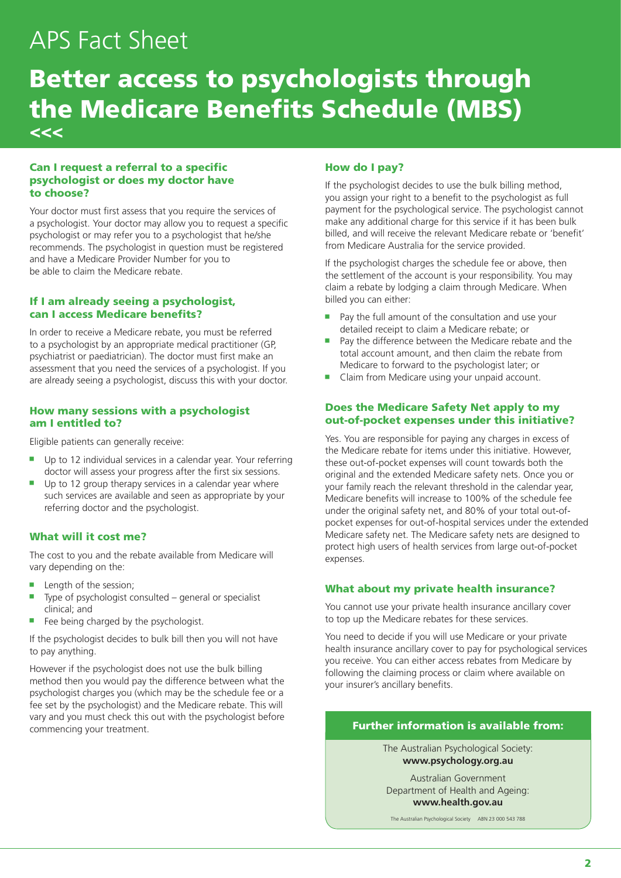APS Fact Sheet

# Better access to psychologists through the Medicare Benefits Schedule (MBS)

<<<

### Can I request a referral to a specific psychologist or does my doctor have to choose?

Your doctor must first assess that you require the services of a psychologist. Your doctor may allow you to request a specific psychologist or may refer you to a psychologist that he/she recommends. The psychologist in question must be registered and have a Medicare Provider Number for you to be able to claim the Medicare rebate.

### If I am already seeing a psychologist, can I access Medicare benefits?

In order to receive a Medicare rebate, you must be referred to a psychologist by an appropriate medical practitioner (GP, psychiatrist or paediatrician). The doctor must first make an assessment that you need the services of a psychologist. If you are already seeing a psychologist, discuss this with your doctor.

### How many sessions with a psychologist am I entitled to?

Eligible patients can generally receive:

- Up to 12 individual services in a calendar year. Your referring doctor will assess your progress after the first six sessions.
- Up to 12 group therapy services in a calendar year where such services are available and seen as appropriate by your referring doctor and the psychologist.

### What will it cost me?

The cost to you and the rebate available from Medicare will vary depending on the:

- Length of the session;
- Type of psychologist consulted – general or specialist clinical; and
- Fee being charged by the psychologist.

If the psychologist decides to bulk bill then you will not have to pay anything.

However if the psychologist does not use the bulk billing method then you would pay the difference between what the psychologist charges you (which may be the schedule fee or a fee set by the psychologist) and the Medicare rebate. This will vary and you must check this out with the psychologist before commencing your treatment.

### How do I pay?

If the psychologist decides to use the bulk billing method, you assign your right to a benefit to the psychologist as full payment for the psychological service. The psychologist cannot make any additional charge for this service if it has been bulk billed, and will receive the relevant Medicare rebate or 'benefit' from Medicare Australia for the service provided.

If the psychologist charges the schedule fee or above, then the settlement of the account is your responsibility. You may claim a rebate by lodging a claim through Medicare. When billed you can either:

- Pay the full amount of the consultation and use your detailed receipt to claim a Medicare rebate; or
- Pay the difference between the Medicare rebate and the total account amount, and then claim the rebate from Medicare to forward to the psychologist later; or
- Claim from Medicare using your unpaid account.

### Does the Medicare Safety Net apply to my out-of-pocket expenses under this initiative?

Yes. You are responsible for paying any charges in excess of the Medicare rebate for items under this initiative. However, these out-of-pocket expenses will count towards both the original and the extended Medicare safety nets. Once you or your family reach the relevant threshold in the calendar year, Medicare benefits will increase to 100% of the schedule fee under the original safety net, and 80% of your total out-of-pocket expenses for out-of-hospital services under the extended Medicare safety net. The Medicare safety nets are designed to protect high users of health services from large out-of-pocket expenses.

### What about my private health insurance?

You cannot use your private health insurance ancillary cover to top up the Medicare rebates for these services.

You need to decide if you will use Medicare or your private health insurance ancillary cover to pay for psychological services you receive. You can either access rebates from Medicare by following the claiming process or claim where available on your insurer's ancillary benefits.

### Further information is available from:

The Australian Psychological Society:
**www.psychology.org.au**

Australian Government
Department of Health and Ageing:
**www.health.gov.au**

The Australian Psychological Society ABN 23 000 543 788